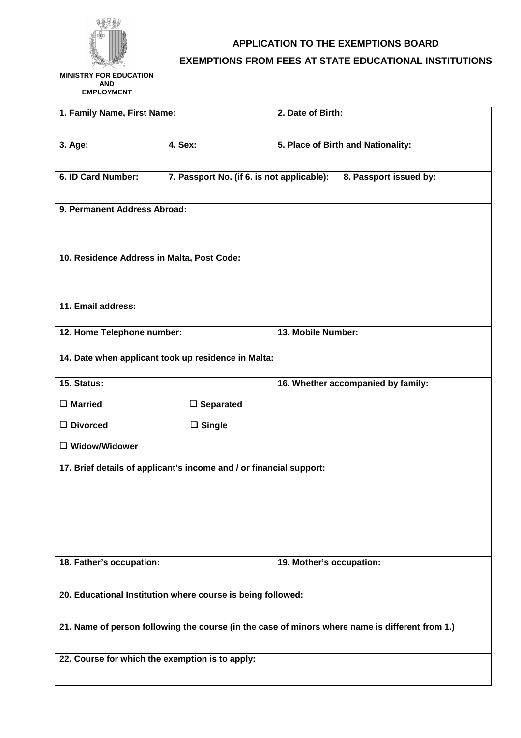MINISTRY FOR EDUCATION AND EMPLOYMENT

# APPLICATION TO THE EXEMPTIONS BOARD

## EXEMPTIONS FROM FEES AT STATE EDUCATIONAL INSTITUTIONS

| | | | |
|---|---|---|---|
| **1. Family Name, First Name:** | | **2. Date of Birth:** | |
| **3. Age:** | **4. Sex:** | **5. Place of Birth and Nationality:** | |
| **6. ID Card Number:** | **7. Passport No. (if 6. is not applicable):** | | **8. Passport issued by:** |
| **9. Permanent Address Abroad:** | | | |
| **10. Residence Address in Malta, Post Code:** | | | |
| **11. Email address:** | | | |
| **12. Home Telephone number:** | | **13. Mobile Number:** | |
| **14. Date when applicant took up residence in Malta:** | | | |
| **15. Status:**<br>❑ **Married** ❑ **Separated**<br>❑ **Divorced** ❑ **Single**<br>❑ **Widow/Widower** | | **16. Whether accompanied by family:** | |
| **17. Brief details of applicant's income and / or financial support:** | | | |
| **18. Father's occupation:** | | **19. Mother's occupation:** | |
| **20. Educational Institution where course is being followed:** | | | |
| **21. Name of person following the course (in the case of minors where name is different from 1.)** | | | |
| **22. Course for which the exemption is to apply:** | | | |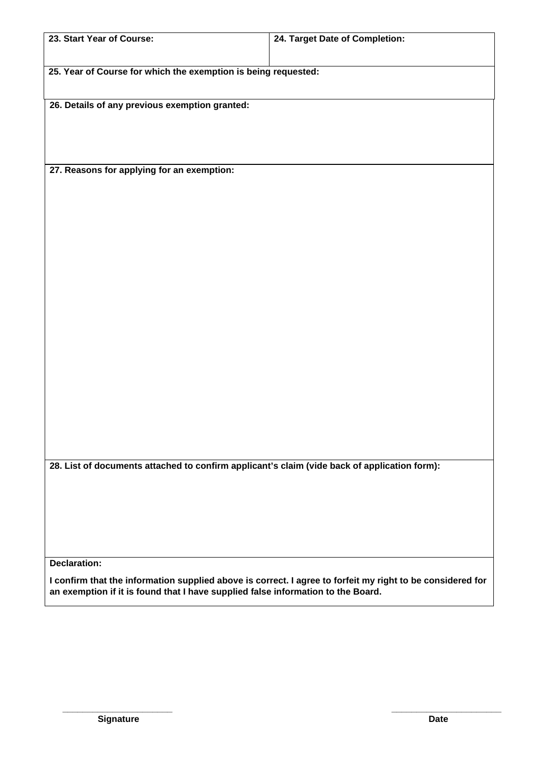| **23. Start Year of Course:** | **24. Target Date of Completion:** |
| --- | --- |
| **25. Year of Course for which the exemption is being requested:** | |
| **26. Details of any previous exemption granted:** | |
| **27. Reasons for applying for an exemption:** | |
| **28. List of documents attached to confirm applicant's claim (vide back of application form):** | |
| **Declaration:**<br><br>**I confirm that the information supplied above is correct. I agree to forfeit my right to be considered for an exemption if it is found that I have supplied false information to the Board.** | |

______________________
**Signature**

______________________
**Date**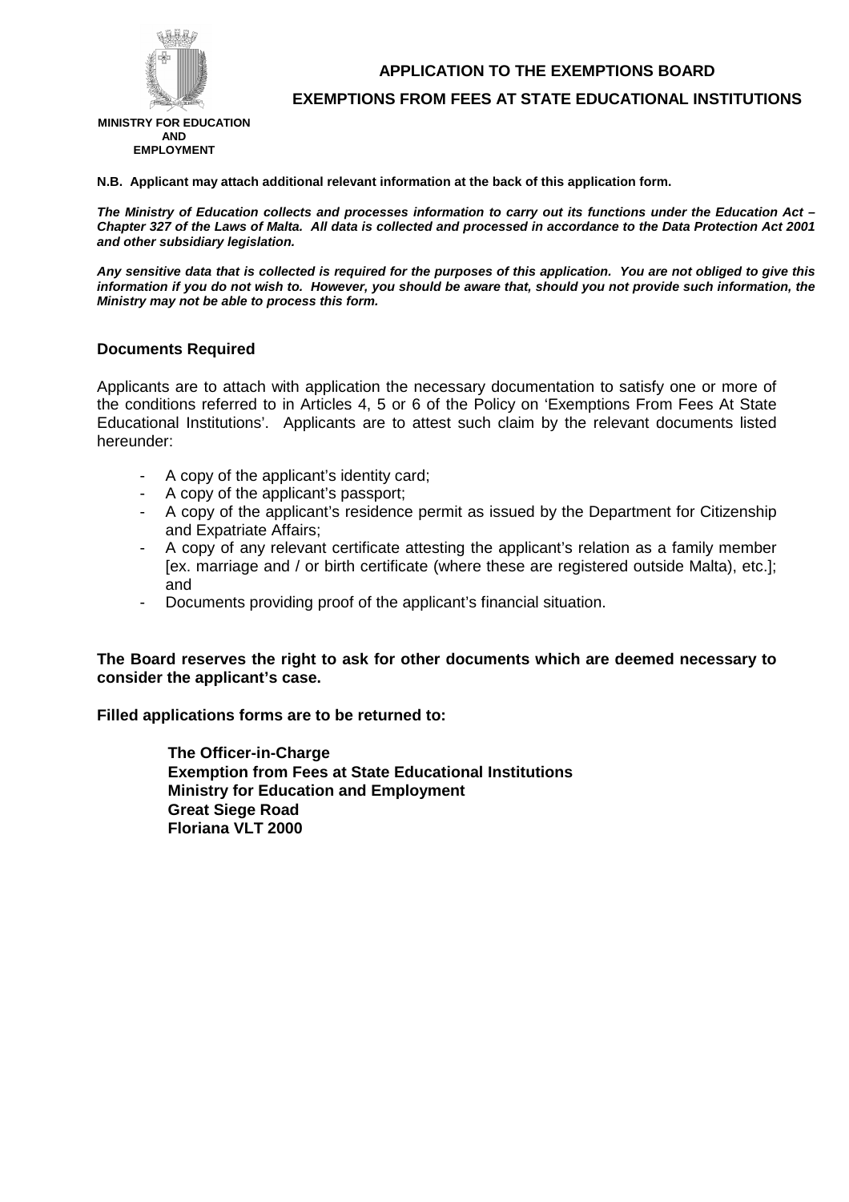MINISTRY FOR EDUCATION AND EMPLOYMENT

# APPLICATION TO THE EXEMPTIONS BOARD

## EXEMPTIONS FROM FEES AT STATE EDUCATIONAL INSTITUTIONS

**N.B. Applicant may attach additional relevant information at the back of this application form.**

***The Ministry of Education collects and processes information to carry out its functions under the Education Act – Chapter 327 of the Laws of Malta. All data is collected and processed in accordance to the Data Protection Act 2001 and other subsidiary legislation.***

***Any sensitive data that is collected is required for the purposes of this application. You are not obliged to give this information if you do not wish to. However, you should be aware that, should you not provide such information, the Ministry may not be able to process this form.***

### Documents Required

Applicants are to attach with application the necessary documentation to satisfy one or more of the conditions referred to in Articles 4, 5 or 6 of the Policy on 'Exemptions From Fees At State Educational Institutions'. Applicants are to attest such claim by the relevant documents listed hereunder:

- A copy of the applicant's identity card;
- A copy of the applicant's passport;
- A copy of the applicant's residence permit as issued by the Department for Citizenship and Expatriate Affairs;
- A copy of any relevant certificate attesting the applicant's relation as a family member [ex. marriage and / or birth certificate (where these are registered outside Malta), etc.]; and
- Documents providing proof of the applicant's financial situation.

**The Board reserves the right to ask for other documents which are deemed necessary to consider the applicant's case.**

**Filled applications forms are to be returned to:**

**The Officer-in-Charge**
**Exemption from Fees at State Educational Institutions**
**Ministry for Education and Employment**
**Great Siege Road**
**Floriana VLT 2000**